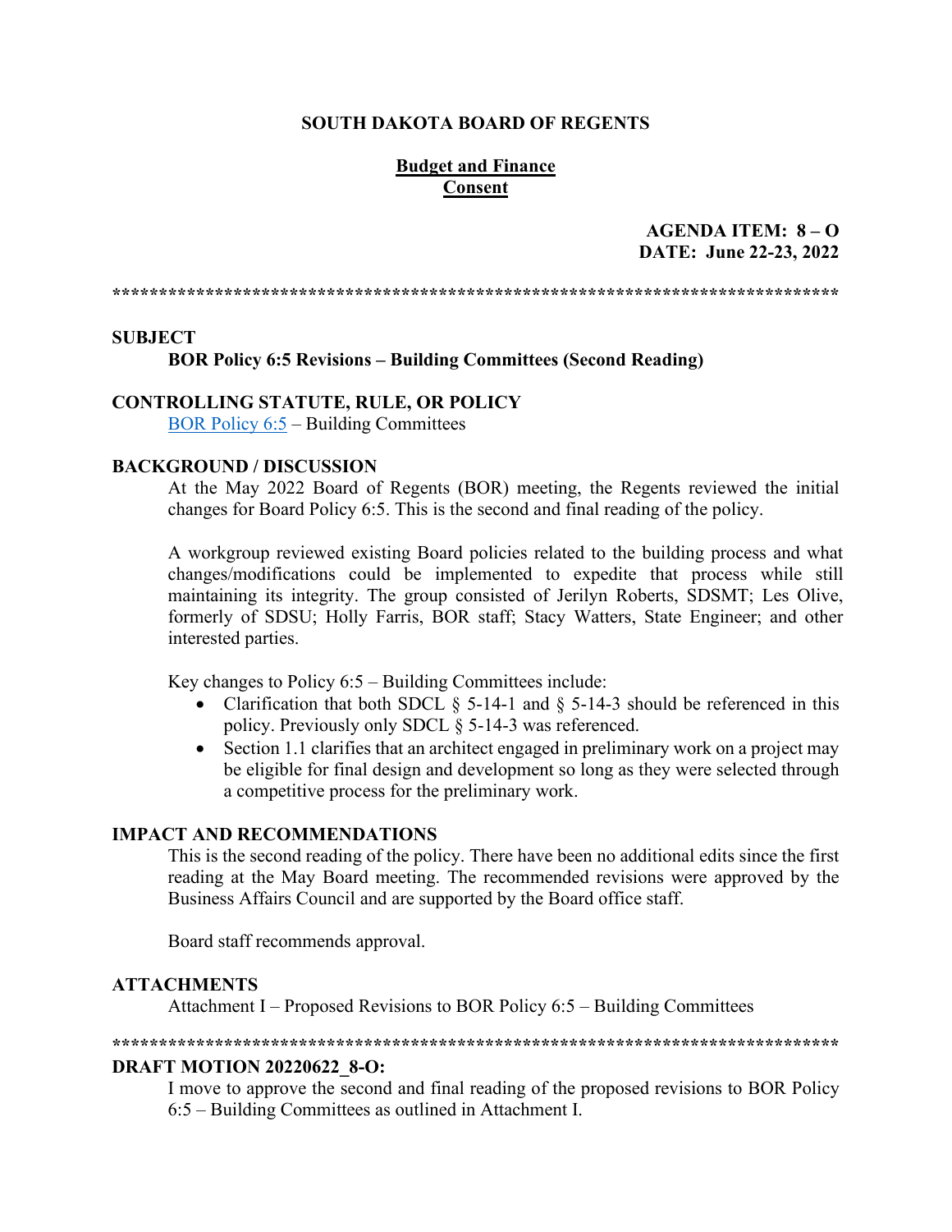# SOUTH DAKOTA BOARD OF REGENTS

**Budget and Finance**
**Consent**

**AGENDA ITEM: 8 – O**
**DATE: June 22-23, 2022**

******************************************************************************

## SUBJECT

**BOR Policy 6:5 Revisions – Building Committees (Second Reading)**

## CONTROLLING STATUTE, RULE, OR POLICY

BOR Policy 6:5 – Building Committees

## BACKGROUND / DISCUSSION

At the May 2022 Board of Regents (BOR) meeting, the Regents reviewed the initial changes for Board Policy 6:5. This is the second and final reading of the policy.

A workgroup reviewed existing Board policies related to the building process and what changes/modifications could be implemented to expedite that process while still maintaining its integrity. The group consisted of Jerilyn Roberts, SDSMT; Les Olive, formerly of SDSU; Holly Farris, BOR staff; Stacy Watters, State Engineer; and other interested parties.

Key changes to Policy 6:5 – Building Committees include:

- Clarification that both SDCL § 5-14-1 and § 5-14-3 should be referenced in this policy. Previously only SDCL § 5-14-3 was referenced.
- Section 1.1 clarifies that an architect engaged in preliminary work on a project may be eligible for final design and development so long as they were selected through a competitive process for the preliminary work.

## IMPACT AND RECOMMENDATIONS

This is the second reading of the policy. There have been no additional edits since the first reading at the May Board meeting. The recommended revisions were approved by the Business Affairs Council and are supported by the Board office staff.

Board staff recommends approval.

## ATTACHMENTS

Attachment I – Proposed Revisions to BOR Policy 6:5 – Building Committees

******************************************************************************

## DRAFT MOTION 20220622_8-O:

I move to approve the second and final reading of the proposed revisions to BOR Policy 6:5 – Building Committees as outlined in Attachment I.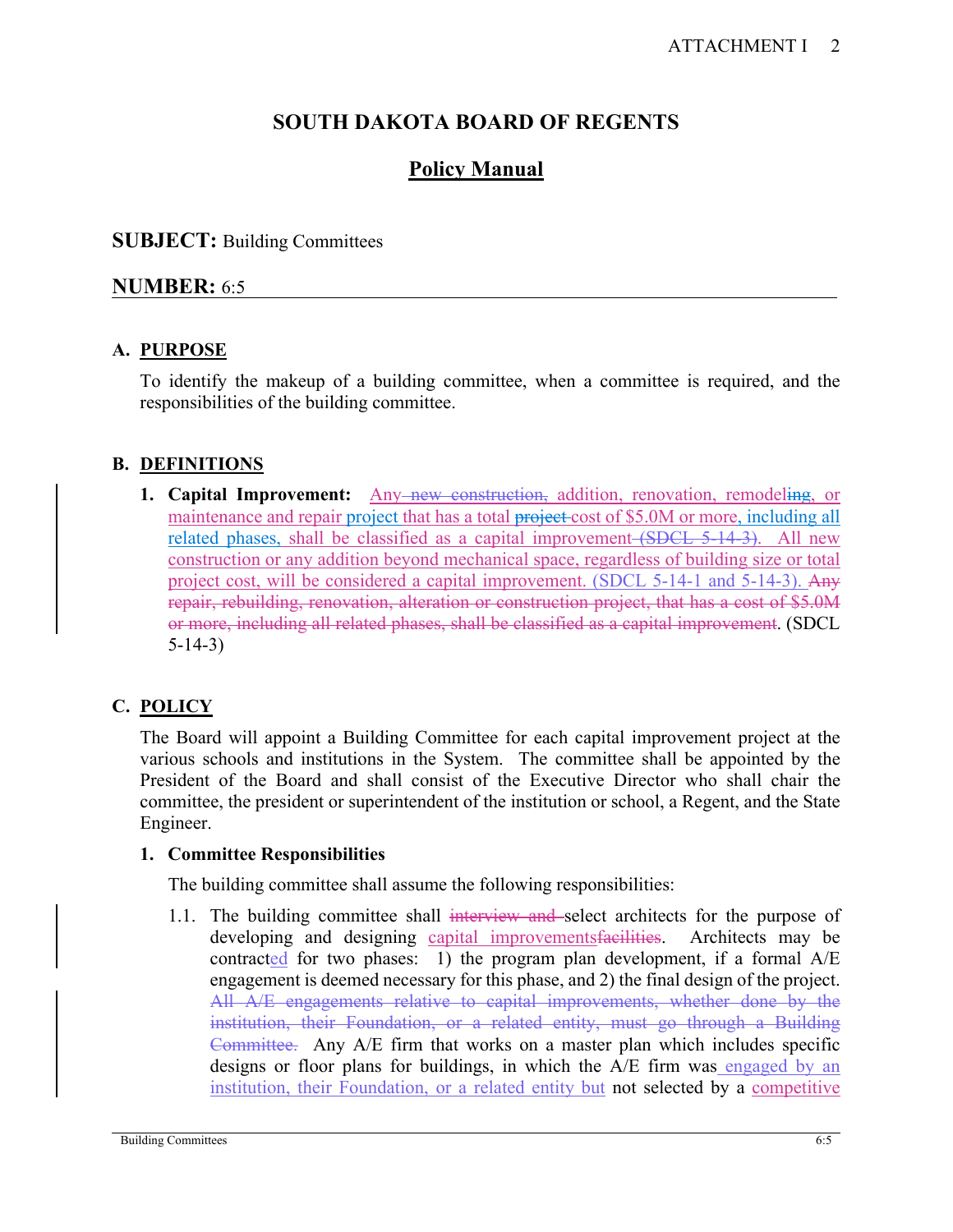# SOUTH DAKOTA BOARD OF REGENTS

## Policy Manual

**SUBJECT:** Building Committees

**NUMBER:** 6:5

## A. PURPOSE

To identify the makeup of a building committee, when a committee is required, and the responsibilities of the building committee.

## B. DEFINITIONS

1. **Capital Improvement:** Any ~~new construction,~~ addition, renovation, remodel~~ing~~, or maintenance and repair project that has a total ~~project~~ cost of $5.0M or more, including all related phases, shall be classified as a capital improvement ~~(SDCL 5-14-3)~~. All new construction or any addition beyond mechanical space, regardless of building size or total project cost, will be considered a capital improvement. (SDCL 5-14-1 and 5-14-3). ~~Any repair, rebuilding, renovation, alteration or construction project, that has a cost of $5.0M or more, including all related phases, shall be classified as a capital improvement~~. (SDCL 5-14-3)

## C. POLICY

The Board will appoint a Building Committee for each capital improvement project at the various schools and institutions in the System. The committee shall be appointed by the President of the Board and shall consist of the Executive Director who shall chair the committee, the president or superintendent of the institution or school, a Regent, and the State Engineer.

### 1. Committee Responsibilities

The building committee shall assume the following responsibilities:

1.1. The building committee shall ~~interview and~~ select architects for the purpose of developing and designing capital improvements~~facilities~~. Architects may be contracted for two phases: 1) the program plan development, if a formal A/E engagement is deemed necessary for this phase, and 2) the final design of the project. ~~All A/E engagements relative to capital improvements, whether done by the institution, their Foundation, or a related entity, must go through a Building Committee.~~ Any A/E firm that works on a master plan which includes specific designs or floor plans for buildings, in which the A/E firm was engaged by an institution, their Foundation, or a related entity but not selected by a competitive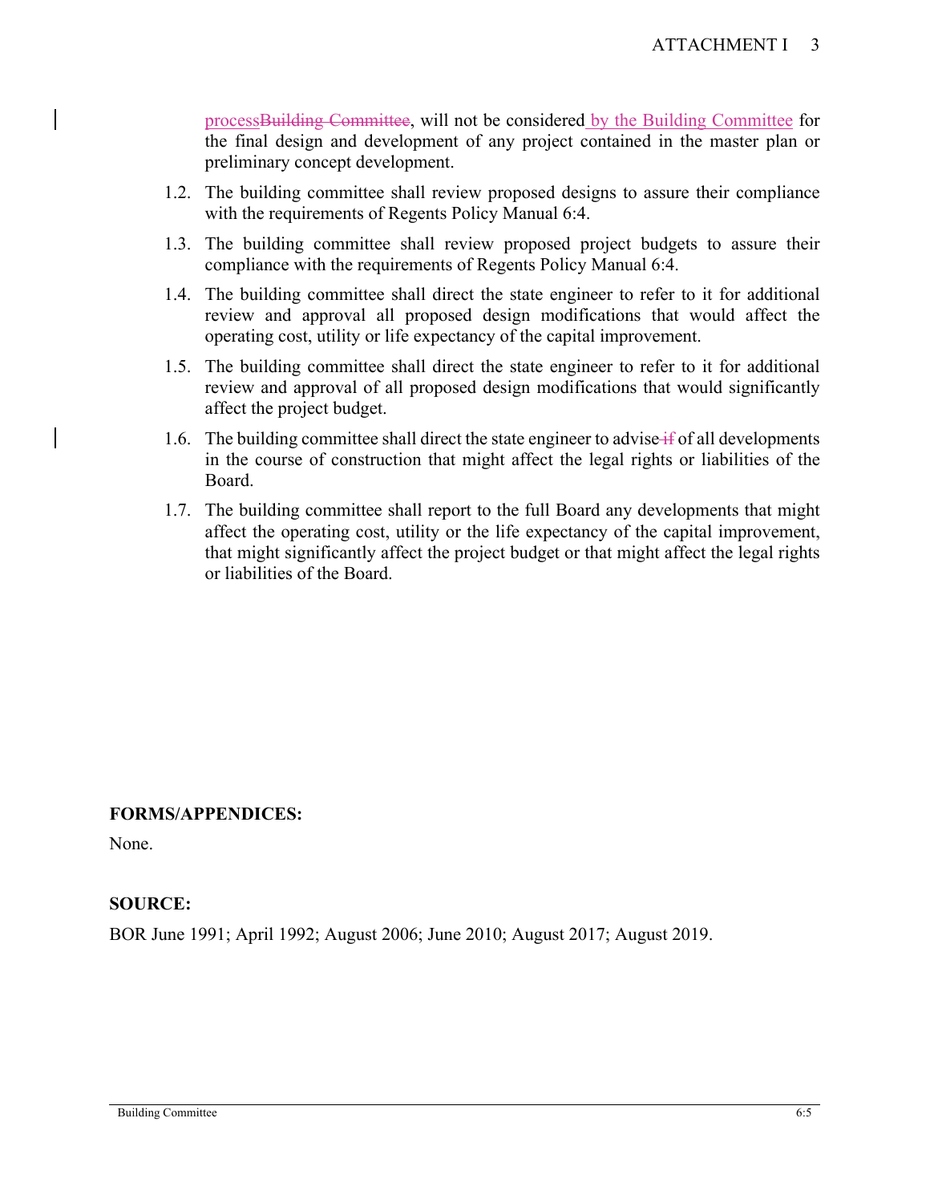processBuilding Committee, will not be considered by the Building Committee for the final design and development of any project contained in the master plan or preliminary concept development.

1.2. The building committee shall review proposed designs to assure their compliance with the requirements of Regents Policy Manual 6:4.

1.3. The building committee shall review proposed project budgets to assure their compliance with the requirements of Regents Policy Manual 6:4.

1.4. The building committee shall direct the state engineer to refer to it for additional review and approval all proposed design modifications that would affect the operating cost, utility or life expectancy of the capital improvement.

1.5. The building committee shall direct the state engineer to refer to it for additional review and approval of all proposed design modifications that would significantly affect the project budget.

1.6. The building committee shall direct the state engineer to advise if of all developments in the course of construction that might affect the legal rights or liabilities of the Board.

1.7. The building committee shall report to the full Board any developments that might affect the operating cost, utility or the life expectancy of the capital improvement, that might significantly affect the project budget or that might affect the legal rights or liabilities of the Board.

**FORMS/APPENDICES:**

None.

**SOURCE:**

BOR June 1991; April 1992; August 2006; June 2010; August 2017; August 2019.